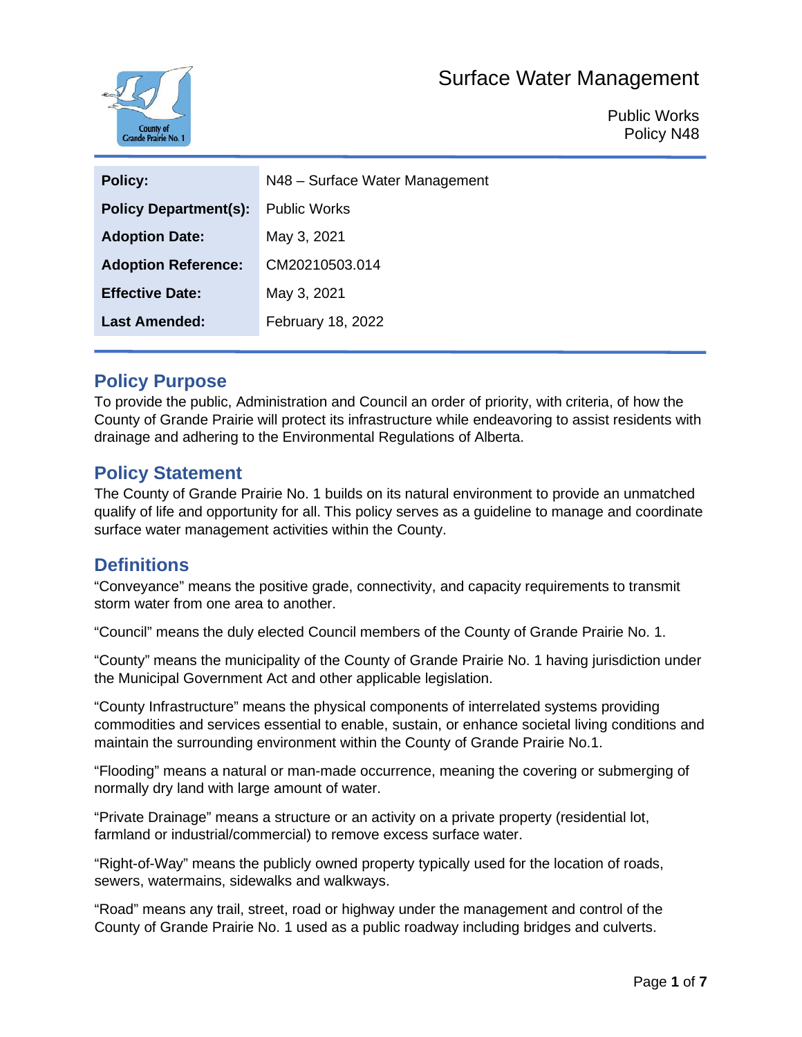# Surface Water Management

Public Works
Policy N48

| Policy: | N48 – Surface Water Management |
|---|---|
| Policy Department(s): | Public Works |
| Adoption Date: | May 3, 2021 |
| Adoption Reference: | CM20210503.014 |
| Effective Date: | May 3, 2021 |
| Last Amended: | February 18, 2022 |

## Policy Purpose

To provide the public, Administration and Council an order of priority, with criteria, of how the County of Grande Prairie will protect its infrastructure while endeavoring to assist residents with drainage and adhering to the Environmental Regulations of Alberta.

## Policy Statement

The County of Grande Prairie No. 1 builds on its natural environment to provide an unmatched qualify of life and opportunity for all. This policy serves as a guideline to manage and coordinate surface water management activities within the County.

## Definitions

"Conveyance" means the positive grade, connectivity, and capacity requirements to transmit storm water from one area to another.

"Council" means the duly elected Council members of the County of Grande Prairie No. 1.

"County" means the municipality of the County of Grande Prairie No. 1 having jurisdiction under the Municipal Government Act and other applicable legislation.

"County Infrastructure" means the physical components of interrelated systems providing commodities and services essential to enable, sustain, or enhance societal living conditions and maintain the surrounding environment within the County of Grande Prairie No.1.

"Flooding" means a natural or man-made occurrence, meaning the covering or submerging of normally dry land with large amount of water.

"Private Drainage" means a structure or an activity on a private property (residential lot, farmland or industrial/commercial) to remove excess surface water.

"Right-of-Way" means the publicly owned property typically used for the location of roads, sewers, watermains, sidewalks and walkways.

"Road" means any trail, street, road or highway under the management and control of the County of Grande Prairie No. 1 used as a public roadway including bridges and culverts.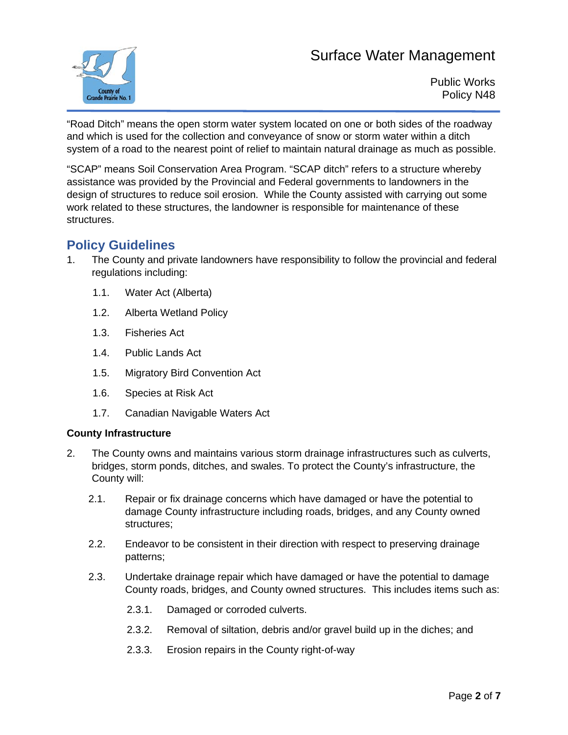"Road Ditch" means the open storm water system located on one or both sides of the roadway and which is used for the collection and conveyance of snow or storm water within a ditch system of a road to the nearest point of relief to maintain natural drainage as much as possible.

"SCAP" means Soil Conservation Area Program. "SCAP ditch" refers to a structure whereby assistance was provided by the Provincial and Federal governments to landowners in the design of structures to reduce soil erosion. While the County assisted with carrying out some work related to these structures, the landowner is responsible for maintenance of these structures.

## Policy Guidelines

1. The County and private landowners have responsibility to follow the provincial and federal regulations including:

   1.1. Water Act (Alberta)

   1.2. Alberta Wetland Policy

   1.3. Fisheries Act

   1.4. Public Lands Act

   1.5. Migratory Bird Convention Act

   1.6. Species at Risk Act

   1.7. Canadian Navigable Waters Act

**County Infrastructure**

2. The County owns and maintains various storm drainage infrastructures such as culverts, bridges, storm ponds, ditches, and swales. To protect the County's infrastructure, the County will:

   2.1. Repair or fix drainage concerns which have damaged or have the potential to damage County infrastructure including roads, bridges, and any County owned structures;

   2.2. Endeavor to be consistent in their direction with respect to preserving drainage patterns;

   2.3. Undertake drainage repair which have damaged or have the potential to damage County roads, bridges, and County owned structures. This includes items such as:

      2.3.1. Damaged or corroded culverts.

      2.3.2. Removal of siltation, debris and/or gravel build up in the diches; and

      2.3.3. Erosion repairs in the County right-of-way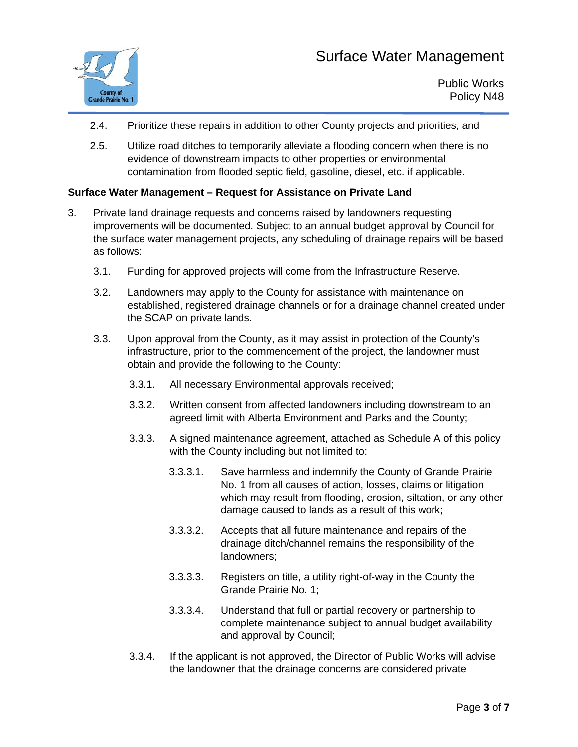2.4. Prioritize these repairs in addition to other County projects and priorities; and

2.5. Utilize road ditches to temporarily alleviate a flooding concern when there is no evidence of downstream impacts to other properties or environmental contamination from flooded septic field, gasoline, diesel, etc. if applicable.

**Surface Water Management – Request for Assistance on Private Land**

3. Private land drainage requests and concerns raised by landowners requesting improvements will be documented. Subject to an annual budget approval by Council for the surface water management projects, any scheduling of drainage repairs will be based as follows:

    3.1. Funding for approved projects will come from the Infrastructure Reserve.

    3.2. Landowners may apply to the County for assistance with maintenance on established, registered drainage channels or for a drainage channel created under the SCAP on private lands.

    3.3. Upon approval from the County, as it may assist in protection of the County's infrastructure, prior to the commencement of the project, the landowner must obtain and provide the following to the County:

        3.3.1. All necessary Environmental approvals received;

        3.3.2. Written consent from affected landowners including downstream to an agreed limit with Alberta Environment and Parks and the County;

        3.3.3. A signed maintenance agreement, attached as Schedule A of this policy with the County including but not limited to:

            3.3.3.1. Save harmless and indemnify the County of Grande Prairie No. 1 from all causes of action, losses, claims or litigation which may result from flooding, erosion, siltation, or any other damage caused to lands as a result of this work;

            3.3.3.2. Accepts that all future maintenance and repairs of the drainage ditch/channel remains the responsibility of the landowners;

            3.3.3.3. Registers on title, a utility right-of-way in the County the Grande Prairie No. 1;

            3.3.3.4. Understand that full or partial recovery or partnership to complete maintenance subject to annual budget availability and approval by Council;

        3.3.4. If the applicant is not approved, the Director of Public Works will advise the landowner that the drainage concerns are considered private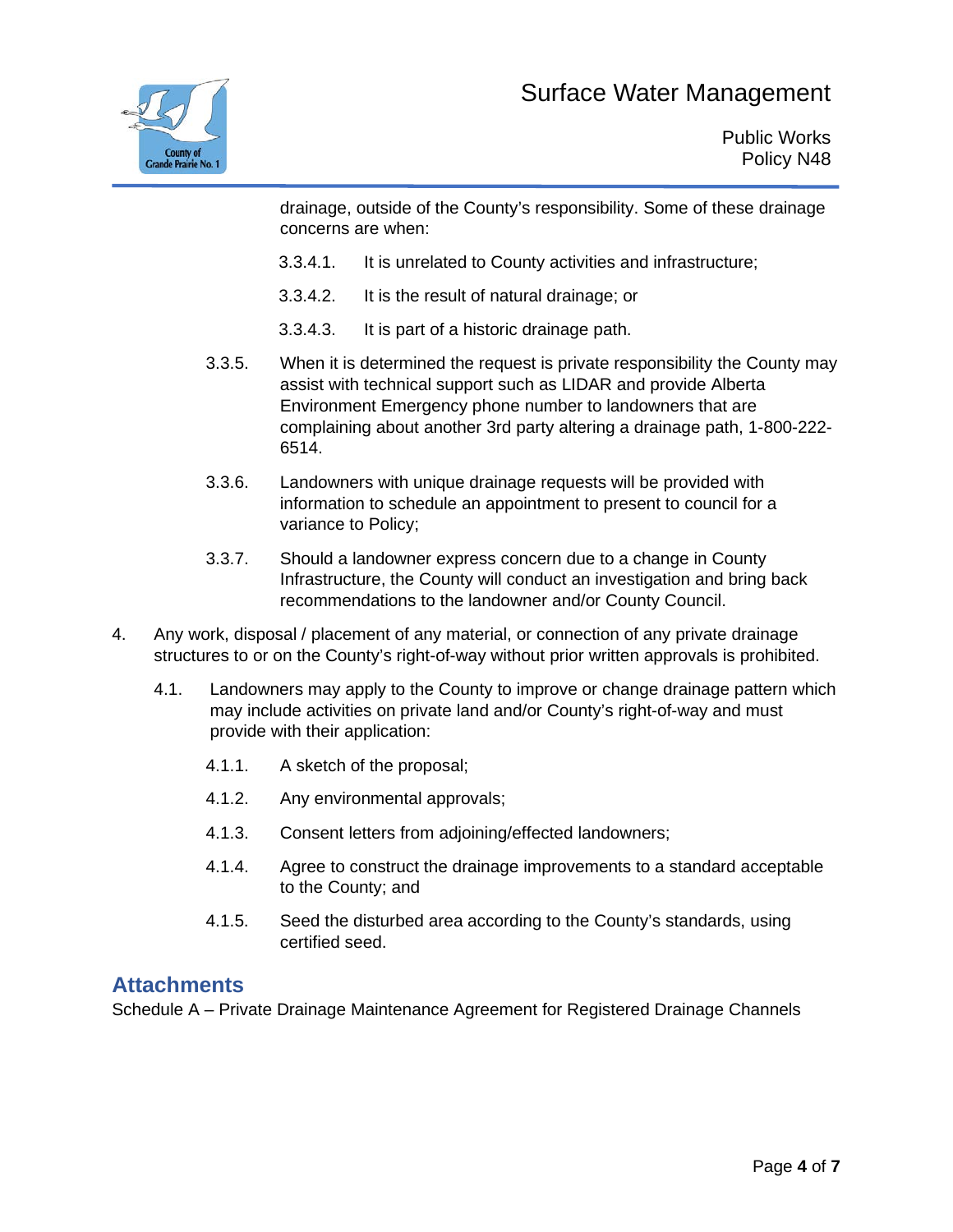drainage, outside of the County's responsibility. Some of these drainage concerns are when:

3.3.4.1. It is unrelated to County activities and infrastructure;

3.3.4.2. It is the result of natural drainage; or

3.3.4.3. It is part of a historic drainage path.

3.3.5. When it is determined the request is private responsibility the County may assist with technical support such as LIDAR and provide Alberta Environment Emergency phone number to landowners that are complaining about another 3rd party altering a drainage path, 1-800-222-6514.

3.3.6. Landowners with unique drainage requests will be provided with information to schedule an appointment to present to council for a variance to Policy;

3.3.7. Should a landowner express concern due to a change in County Infrastructure, the County will conduct an investigation and bring back recommendations to the landowner and/or County Council.

4. Any work, disposal / placement of any material, or connection of any private drainage structures to or on the County's right-of-way without prior written approvals is prohibited.

4.1. Landowners may apply to the County to improve or change drainage pattern which may include activities on private land and/or County's right-of-way and must provide with their application:

4.1.1. A sketch of the proposal;

4.1.2. Any environmental approvals;

4.1.3. Consent letters from adjoining/effected landowners;

4.1.4. Agree to construct the drainage improvements to a standard acceptable to the County; and

4.1.5. Seed the disturbed area according to the County's standards, using certified seed.

## Attachments

Schedule A – Private Drainage Maintenance Agreement for Registered Drainage Channels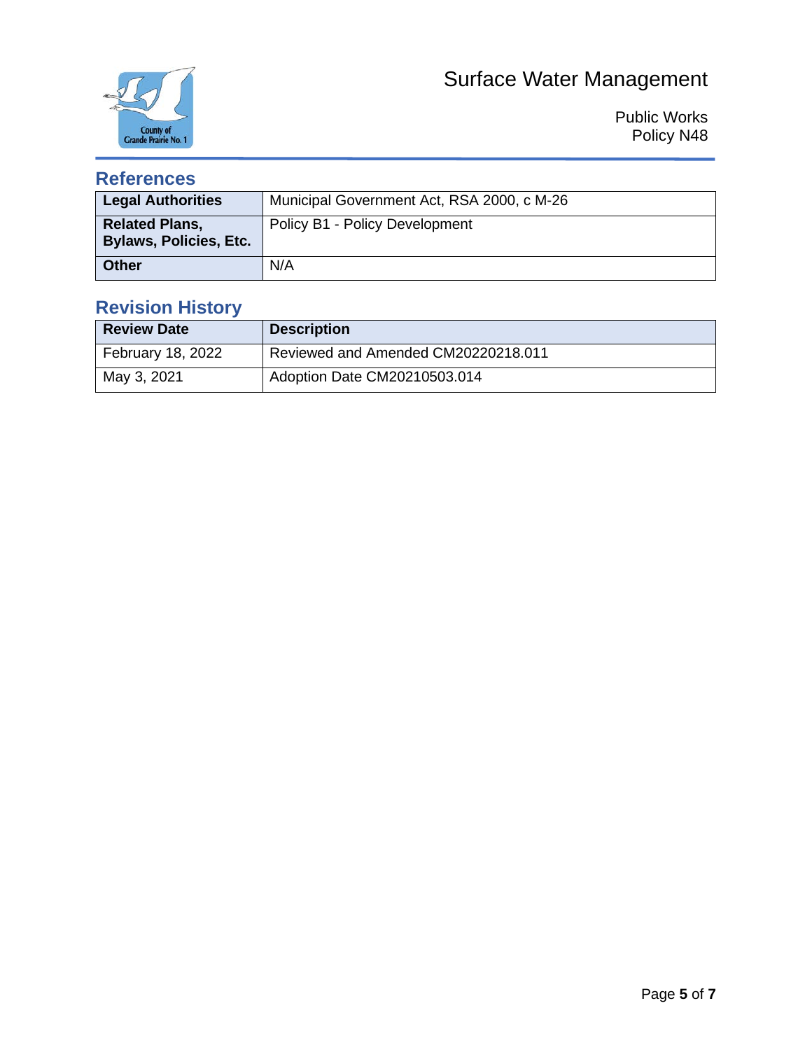## References

| Legal Authorities | Municipal Government Act, RSA 2000, c M-26 |
|---|---|
| Related Plans, Bylaws, Policies, Etc. | Policy B1 - Policy Development |
| Other | N/A |

## Revision History

| Review Date | Description |
|---|---|
| February 18, 2022 | Reviewed and Amended CM20220218.011 |
| May 3, 2021 | Adoption Date CM20210503.014 |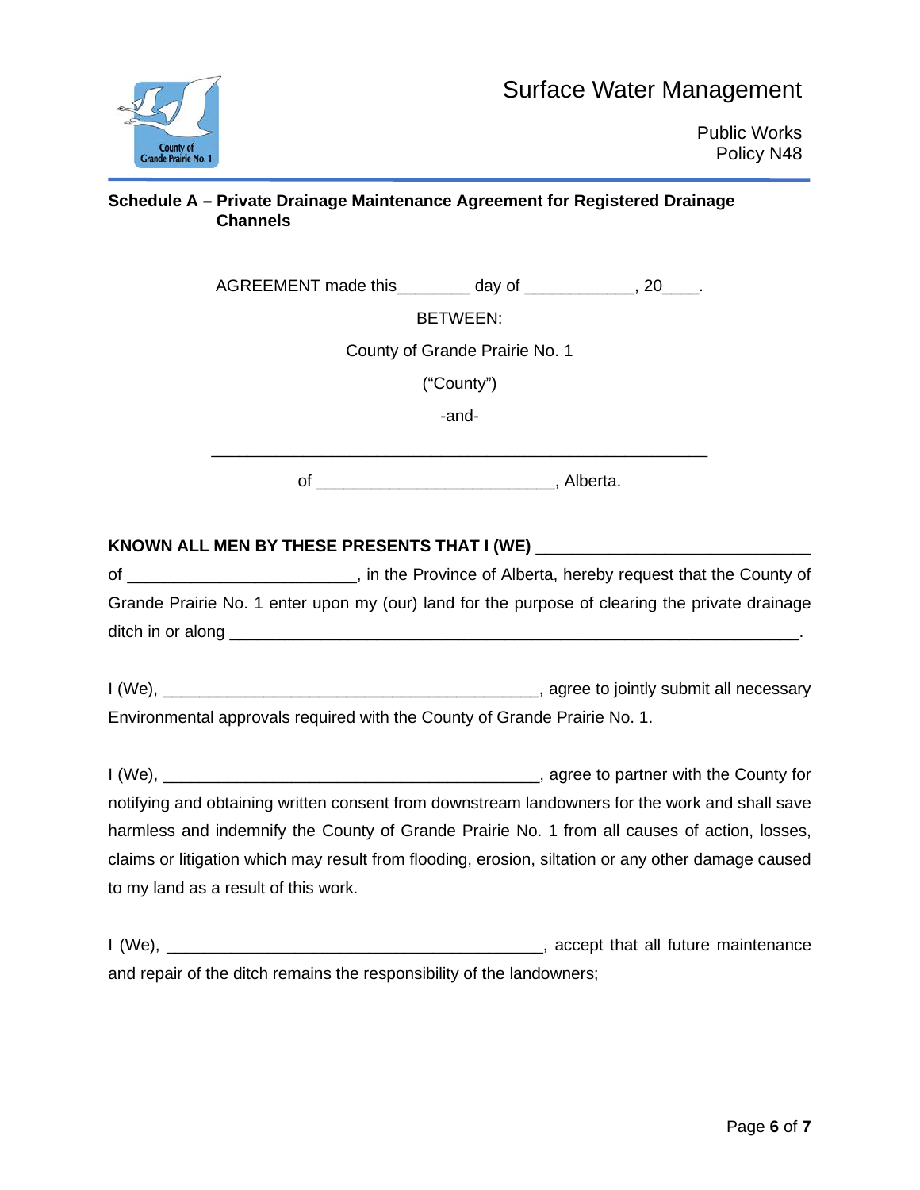### Schedule A – Private Drainage Maintenance Agreement for Registered Drainage Channels

AGREEMENT made this________ day of ____________, 20____.

BETWEEN:

County of Grande Prairie No. 1

("County")

-and-

_________________________________________________________

of __________________________, Alberta.

**KNOWN ALL MEN BY THESE PRESENTS THAT I (WE)** ______________________________ of _________________________, in the Province of Alberta, hereby request that the County of Grande Prairie No. 1 enter upon my (our) land for the purpose of clearing the private drainage ditch in or along _________________________________________________________________.

I (We), __________________________________________, agree to jointly submit all necessary Environmental approvals required with the County of Grande Prairie No. 1.

I (We), __________________________________________, agree to partner with the County for notifying and obtaining written consent from downstream landowners for the work and shall save harmless and indemnify the County of Grande Prairie No. 1 from all causes of action, losses, claims or litigation which may result from flooding, erosion, siltation or any other damage caused to my land as a result of this work.

I (We), __________________________________________, accept that all future maintenance and repair of the ditch remains the responsibility of the landowners;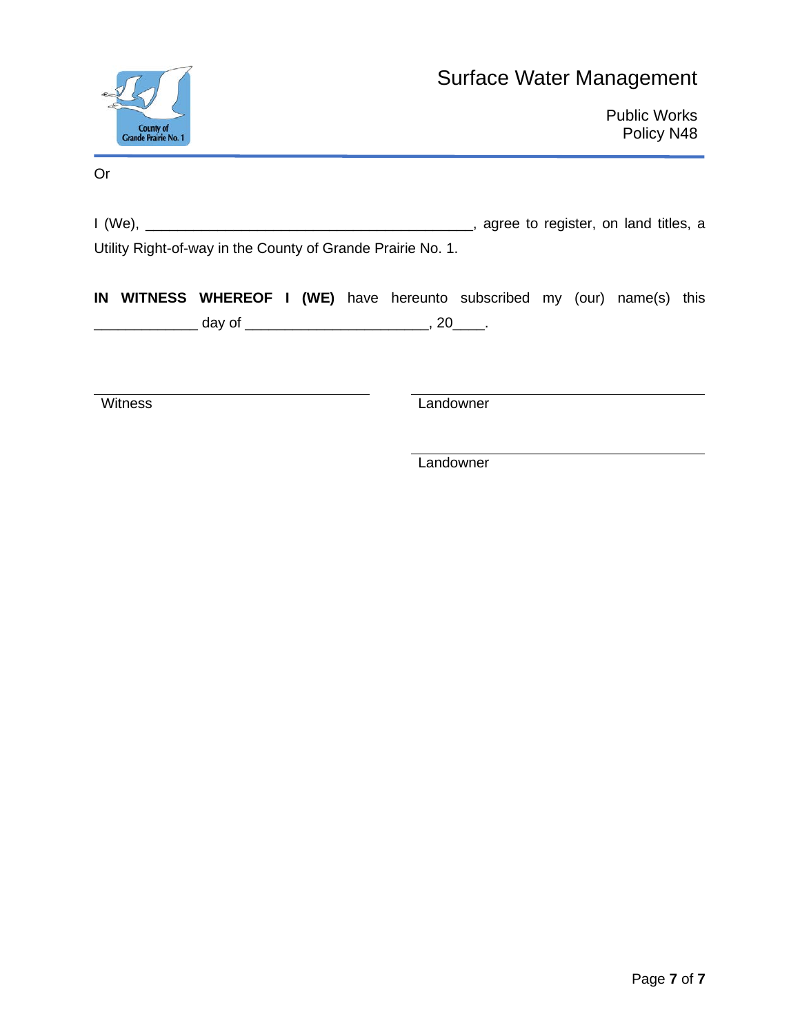Or

I (We), ___________________________________________, agree to register, on land titles, a Utility Right-of-way in the County of Grande Prairie No. 1.

**IN WITNESS WHEREOF I (WE)** have hereunto subscribed my (our) name(s) this _____________ day of ________________________, 20____.

______________________________
Witness

______________________________
Landowner

______________________________
Landowner